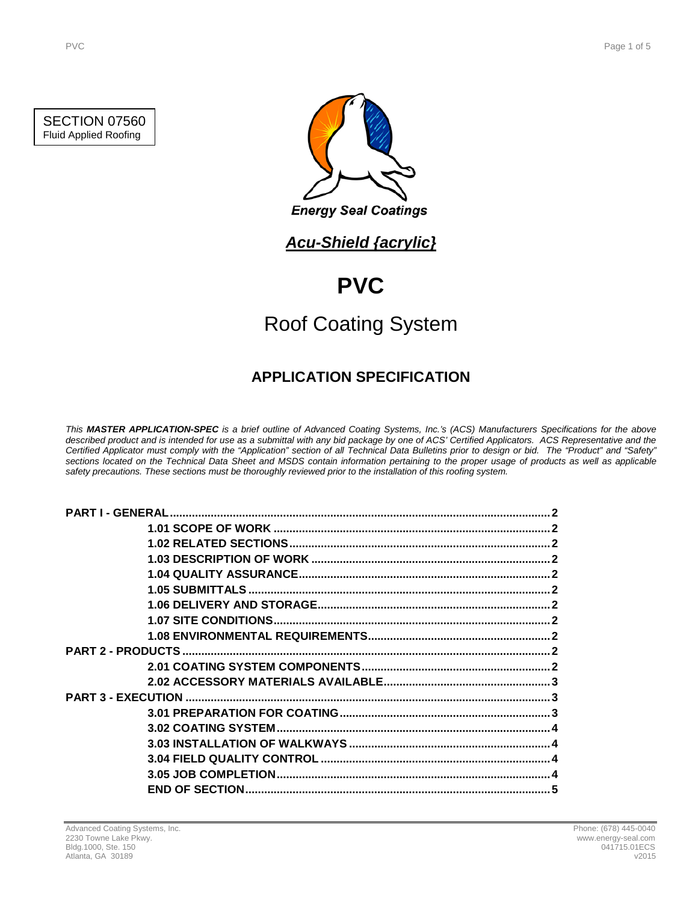SECTION 07560
Fluid Applied Roofing

Energy Seal Coatings

## *Acu-Shield {acrylic}*

# PVC

## Roof Coating System

### APPLICATION SPECIFICATION

*This **MASTER APPLICATION-SPEC** is a brief outline of Advanced Coating Systems, Inc.'s (ACS) Manufacturers Specifications for the above described product and is intended for use as a submittal with any bid package by one of ACS' Certified Applicators. ACS Representative and the Certified Applicator must comply with the "Application" section of all Technical Data Bulletins prior to design or bid. The "Product" and "Safety" sections located on the Technical Data Sheet and MSDS contain information pertaining to the proper usage of products as well as applicable safety precautions. These sections must be thoroughly reviewed prior to the installation of this roofing system.*

**PART I - GENERAL** .......... 2
- **1.01 SCOPE OF WORK** .......... 2
- **1.02 RELATED SECTIONS** .......... 2
- **1.03 DESCRIPTION OF WORK** .......... 2
- **1.04 QUALITY ASSURANCE** .......... 2
- **1.05 SUBMITTALS** .......... 2
- **1.06 DELIVERY AND STORAGE** .......... 2
- **1.07 SITE CONDITIONS** .......... 2
- **1.08 ENVIRONMENTAL REQUIREMENTS** .......... 2

**PART 2 - PRODUCTS** .......... 2
- **2.01 COATING SYSTEM COMPONENTS** .......... 2
- **2.02 ACCESSORY MATERIALS AVAILABLE** .......... 3

**PART 3 - EXECUTION** .......... 3
- **3.01 PREPARATION FOR COATING** .......... 3
- **3.02 COATING SYSTEM** .......... 4
- **3.03 INSTALLATION OF WALKWAYS** .......... 4
- **3.04 FIELD QUALITY CONTROL** .......... 4
- **3.05 JOB COMPLETION** .......... 4
- **END OF SECTION** .......... 5

Advanced Coating Systems, Inc.
2230 Towne Lake Pkwy.
Bldg.1000, Ste. 150
Atlanta, GA 30189

Phone: (678) 445-0040
www.energy-seal.com
041715.01ECS
v2015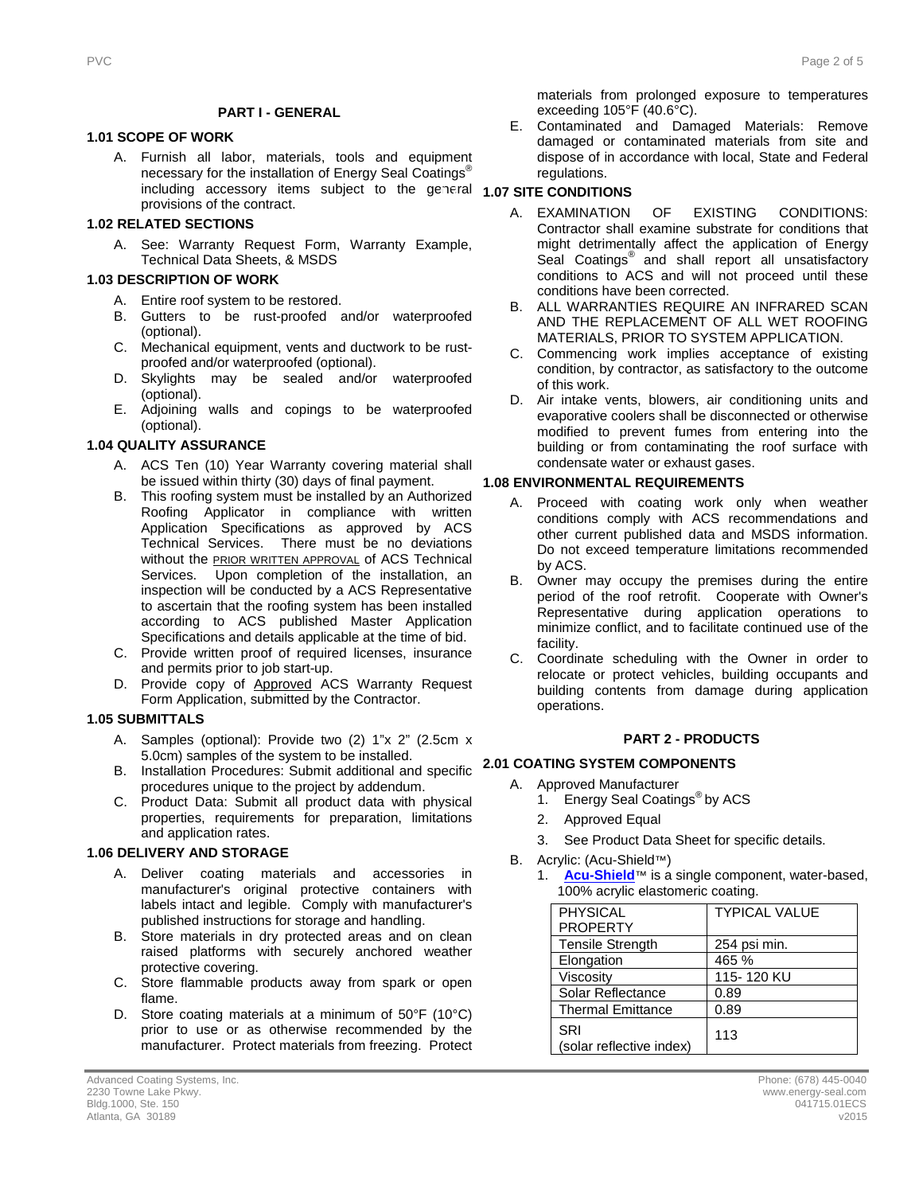## PART I - GENERAL

### 1.01 SCOPE OF WORK

A. Furnish all labor, materials, tools and equipment necessary for the installation of Energy Seal Coatings® including accessory items subject to the general provisions of the contract.

### 1.02 RELATED SECTIONS

A. See: Warranty Request Form, Warranty Example, Technical Data Sheets, & MSDS

### 1.03 DESCRIPTION OF WORK

A. Entire roof system to be restored.
B. Gutters to be rust-proofed and/or waterproofed (optional).
C. Mechanical equipment, vents and ductwork to be rust-proofed and/or waterproofed (optional).
D. Skylights may be sealed and/or waterproofed (optional).
E. Adjoining walls and copings to be waterproofed (optional).

### 1.04 QUALITY ASSURANCE

A. ACS Ten (10) Year Warranty covering material shall be issued within thirty (30) days of final payment.
B. This roofing system must be installed by an Authorized Roofing Applicator in compliance with written Application Specifications as approved by ACS Technical Services. There must be no deviations without the PRIOR WRITTEN APPROVAL of ACS Technical Services. Upon completion of the installation, an inspection will be conducted by a ACS Representative to ascertain that the roofing system has been installed according to ACS published Master Application Specifications and details applicable at the time of bid.
C. Provide written proof of required licenses, insurance and permits prior to job start-up.
D. Provide copy of Approved ACS Warranty Request Form Application, submitted by the Contractor.

### 1.05 SUBMITTALS

A. Samples (optional): Provide two (2) 1"x 2" (2.5cm x 5.0cm) samples of the system to be installed.
B. Installation Procedures: Submit additional and specific procedures unique to the project by addendum.
C. Product Data: Submit all product data with physical properties, requirements for preparation, limitations and application rates.

### 1.06 DELIVERY AND STORAGE

A. Deliver coating materials and accessories in manufacturer's original protective containers with labels intact and legible. Comply with manufacturer's published instructions for storage and handling.
B. Store materials in dry protected areas and on clean raised platforms with securely anchored weather protective covering.
C. Store flammable products away from spark or open flame.
D. Store coating materials at a minimum of 50°F (10°C) prior to use or as otherwise recommended by the manufacturer. Protect materials from freezing. Protect materials from prolonged exposure to temperatures exceeding 105°F (40.6°C).
E. Contaminated and Damaged Materials: Remove damaged or contaminated materials from site and dispose of in accordance with local, State and Federal regulations.

### 1.07 SITE CONDITIONS

A. EXAMINATION OF EXISTING CONDITIONS: Contractor shall examine substrate for conditions that might detrimentally affect the application of Energy Seal Coatings® and shall report all unsatisfactory conditions to ACS and will not proceed until these conditions have been corrected.
B. ALL WARRANTIES REQUIRE AN INFRARED SCAN AND THE REPLACEMENT OF ALL WET ROOFING MATERIALS, PRIOR TO SYSTEM APPLICATION.
C. Commencing work implies acceptance of existing condition, by contractor, as satisfactory to the outcome of this work.
D. Air intake vents, blowers, air conditioning units and evaporative coolers shall be disconnected or otherwise modified to prevent fumes from entering into the building or from contaminating the roof surface with condensate water or exhaust gases.

### 1.08 ENVIRONMENTAL REQUIREMENTS

A. Proceed with coating work only when weather conditions comply with ACS recommendations and other current published data and MSDS information. Do not exceed temperature limitations recommended by ACS.
B. Owner may occupy the premises during the entire period of the roof retrofit. Cooperate with Owner's Representative during application operations to minimize conflict, and to facilitate continued use of the facility.
C. Coordinate scheduling with the Owner in order to relocate or protect vehicles, building occupants and building contents from damage during application operations.

## PART 2 - PRODUCTS

### 2.01 COATING SYSTEM COMPONENTS

A. Approved Manufacturer
   1. Energy Seal Coatings® by ACS
   2. Approved Equal
   3. See Product Data Sheet for specific details.
B. Acrylic: (Acu-Shield™)
   1. **Acu-Shield**™ is a single component, water-based, 100% acrylic elastomeric coating.

| PHYSICAL PROPERTY | TYPICAL VALUE |
|---|---|
| Tensile Strength | 254 psi min. |
| Elongation | 465 % |
| Viscosity | 115- 120 KU |
| Solar Reflectance | 0.89 |
| Thermal Emittance | 0.89 |
| SRI (solar reflective index) | 113 |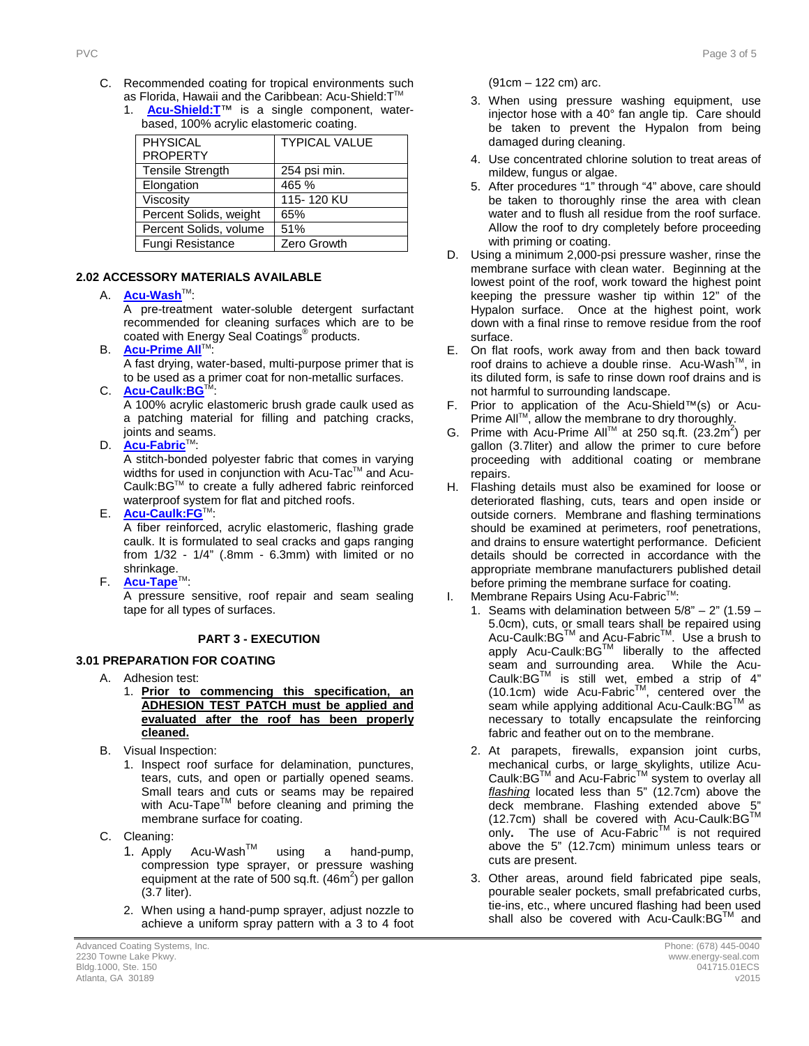C. Recommended coating for tropical environments such as Florida, Hawaii and the Caribbean: Acu-Shield:T™

1. **Acu-Shield:T**™ is a single component, water-based, 100% acrylic elastomeric coating.

| PHYSICAL PROPERTY | TYPICAL VALUE |
|---|---|
| Tensile Strength | 254 psi min. |
| Elongation | 465 % |
| Viscosity | 115- 120 KU |
| Percent Solids, weight | 65% |
| Percent Solids, volume | 51% |
| Fungi Resistance | Zero Growth |

### 2.02 ACCESSORY MATERIALS AVAILABLE

A. **Acu-Wash**™:
A pre-treatment water-soluble detergent surfactant recommended for cleaning surfaces which are to be coated with Energy Seal Coatings® products.

B. **Acu-Prime All**™:
A fast drying, water-based, multi-purpose primer that is to be used as a primer coat for non-metallic surfaces.

C. **Acu-Caulk:BG**™:
A 100% acrylic elastomeric brush grade caulk used as a patching material for filling and patching cracks, joints and seams.

D. **Acu-Fabric**™:
A stitch-bonded polyester fabric that comes in varying widths for used in conjunction with Acu-Tac™ and Acu-Caulk:BG™ to create a fully adhered fabric reinforced waterproof system for flat and pitched roofs.

E. **Acu-Caulk:FG**™:
A fiber reinforced, acrylic elastomeric, flashing grade caulk. It is formulated to seal cracks and gaps ranging from 1/32 - 1/4" (.8mm - 6.3mm) with limited or no shrinkage.

F. **Acu-Tape**™:
A pressure sensitive, roof repair and seam sealing tape for all types of surfaces.

## PART 3 - EXECUTION

### 3.01 PREPARATION FOR COATING

A. Adhesion test:
  1. **Prior to commencing this specification, an ADHESION TEST PATCH must be applied and evaluated after the roof has been properly cleaned.**

B. Visual Inspection:
  1. Inspect roof surface for delamination, punctures, tears, cuts, and open or partially opened seams. Small tears and cuts or seams may be repaired with Acu-Tape™ before cleaning and priming the membrane surface for coating.

C. Cleaning:
  1. Apply Acu-Wash™ using a hand-pump, compression type sprayer, or pressure washing equipment at the rate of 500 sq.ft. (46m²) per gallon (3.7 liter).
  2. When using a hand-pump sprayer, adjust nozzle to achieve a uniform spray pattern with a 3 to 4 foot (91cm – 122 cm) arc.
  3. When using pressure washing equipment, use injector hose with a 40° fan angle tip. Care should be taken to prevent the Hypalon from being damaged during cleaning.
  4. Use concentrated chlorine solution to treat areas of mildew, fungus or algae.
  5. After procedures "1" through "4" above, care should be taken to thoroughly rinse the area with clean water and to flush all residue from the roof surface. Allow the roof to dry completely before proceeding with priming or coating.

D. Using a minimum 2,000-psi pressure washer, rinse the membrane surface with clean water. Beginning at the lowest point of the roof, work toward the highest point keeping the pressure washer tip within 12" of the Hypalon surface. Once at the highest point, work down with a final rinse to remove residue from the roof surface.

E. On flat roofs, work away from and then back toward roof drains to achieve a double rinse. Acu-Wash™, in its diluted form, is safe to rinse down roof drains and is not harmful to surrounding landscape.

F. Prior to application of the Acu-Shield™(s) or Acu-Prime All™, allow the membrane to dry thoroughly.

G. Prime with Acu-Prime All™ at 250 sq.ft. (23.2m²) per gallon (3.7liter) and allow the primer to cure before proceeding with additional coating or membrane repairs.

H. Flashing details must also be examined for loose or deteriorated flashing, cuts, tears and open inside or outside corners. Membrane and flashing terminations should be examined at perimeters, roof penetrations, and drains to ensure watertight performance. Deficient details should be corrected in accordance with the appropriate membrane manufacturers published detail before priming the membrane surface for coating.

I. Membrane Repairs Using Acu-Fabric™:
  1. Seams with delamination between 5/8" – 2" (1.59 – 5.0cm), cuts, or small tears shall be repaired using Acu-Caulk:BG™ and Acu-Fabric™. Use a brush to apply Acu-Caulk:BG™ liberally to the affected seam and surrounding area. While the Acu-Caulk:BG™ is still wet, embed a strip of 4" (10.1cm) wide Acu-Fabric™, centered over the seam while applying additional Acu-Caulk:BG™ as necessary to totally encapsulate the reinforcing fabric and feather out on to the membrane.
  2. At parapets, firewalls, expansion joint curbs, mechanical curbs, or large skylights, utilize Acu-Caulk:BG™ and Acu-Fabric™ system to overlay all *flashing* located less than 5" (12.7cm) above the deck membrane. Flashing extended above 5" (12.7cm) shall be covered with Acu-Caulk:BG™ only**.** The use of Acu-Fabric™ is not required above the 5" (12.7cm) minimum unless tears or cuts are present.
  3. Other areas, around field fabricated pipe seals, pourable sealer pockets, small prefabricated curbs, tie-ins, etc., where uncured flashing had been used shall also be covered with Acu-Caulk:BG™ and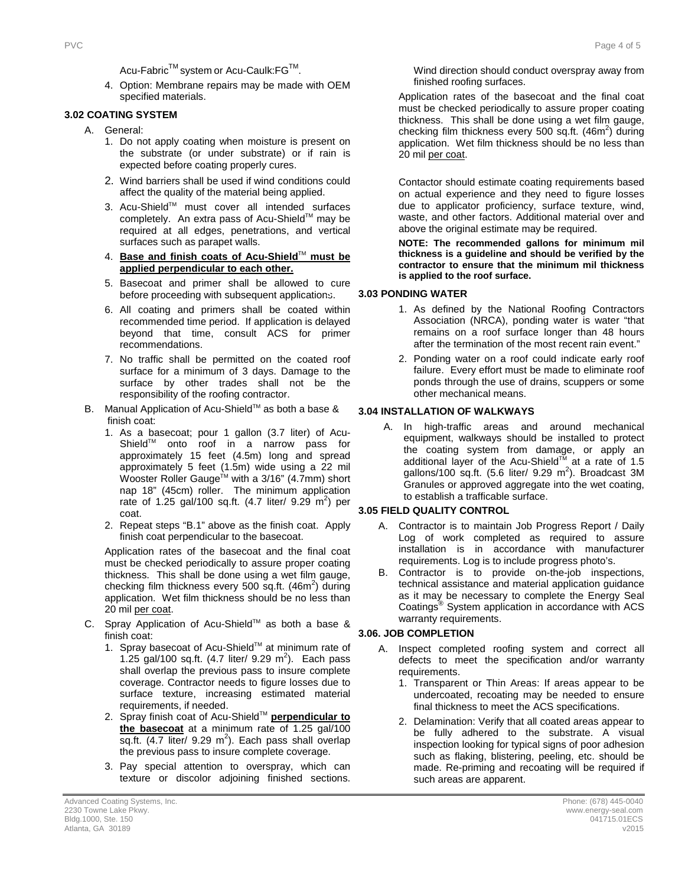Acu-Fabric™ system or Acu-Caulk:FG™.

4. Option: Membrane repairs may be made with OEM specified materials.

### 3.02 COATING SYSTEM

A. General:

1. Do not apply coating when moisture is present on the substrate (or under substrate) or if rain is expected before coating properly cures.
2. Wind barriers shall be used if wind conditions could affect the quality of the material being applied.
3. Acu-Shield™ must cover all intended surfaces completely. An extra pass of Acu-Shield™ may be required at all edges, penetrations, and vertical surfaces such as parapet walls.
4. **Base and finish coats of Acu-Shield™ must be applied perpendicular to each other.**
5. Basecoat and primer shall be allowed to cure before proceeding with subsequent applications.
6. All coating and primers shall be coated within recommended time period. If application is delayed beyond that time, consult ACS for primer recommendations.
7. No traffic shall be permitted on the coated roof surface for a minimum of 3 days. Damage to the surface by other trades shall not be the responsibility of the roofing contractor.

B. Manual Application of Acu-Shield™ as both a base & finish coat:

1. As a basecoat; pour 1 gallon (3.7 liter) of Acu-Shield™ onto roof in a narrow pass for approximately 15 feet (4.5m) long and spread approximately 5 feet (1.5m) wide using a 22 mil Wooster Roller Gauge™ with a 3/16" (4.7mm) short nap 18" (45cm) roller. The minimum application rate of 1.25 gal/100 sq.ft. (4.7 liter/ 9.29 $m^2$) per coat.
2. Repeat steps "B.1" above as the finish coat. Apply finish coat perpendicular to the basecoat.

Application rates of the basecoat and the final coat must be checked periodically to assure proper coating thickness. This shall be done using a wet film gauge, checking film thickness every 500 sq.ft. (46$m^2$) during application. Wet film thickness should be no less than 20 mil per coat.

C. Spray Application of Acu-Shield™ as both a base & finish coat:

1. Spray basecoat of Acu-Shield™ at minimum rate of 1.25 gal/100 sq.ft. (4.7 liter/ 9.29 $m^2$). Each pass shall overlap the previous pass to insure complete coverage. Contractor needs to figure losses due to surface texture, increasing estimated material requirements, if needed.
2. Spray finish coat of Acu-Shield™ **perpendicular to the basecoat** at a minimum rate of 1.25 gal/100 sq.ft. (4.7 liter/ 9.29 $m^2$). Each pass shall overlap the previous pass to insure complete coverage.
3. Pay special attention to overspray, which can texture or discolor adjoining finished sections. Wind direction should conduct overspray away from finished roofing surfaces.

Application rates of the basecoat and the final coat must be checked periodically to assure proper coating thickness. This shall be done using a wet film gauge, checking film thickness every 500 sq.ft. (46$m^2$) during application. Wet film thickness should be no less than 20 mil per coat.

Contactor should estimate coating requirements based on actual experience and they need to figure losses due to applicator proficiency, surface texture, wind, waste, and other factors. Additional material over and above the original estimate may be required.

**NOTE: The recommended gallons for minimum mil thickness is a guideline and should be verified by the contractor to ensure that the minimum mil thickness is applied to the roof surface.**

### 3.03 PONDING WATER

1. As defined by the National Roofing Contractors Association (NRCA), ponding water is water "that remains on a roof surface longer than 48 hours after the termination of the most recent rain event."
2. Ponding water on a roof could indicate early roof failure. Every effort must be made to eliminate roof ponds through the use of drains, scuppers or some other mechanical means.

### 3.04 INSTALLATION OF WALKWAYS

A. In high-traffic areas and around mechanical equipment, walkways should be installed to protect the coating system from damage, or apply an additional layer of the Acu-Shield™ at a rate of 1.5 gallons/100 sq.ft. (5.6 liter/ 9.29 $m^2$). Broadcast 3M Granules or approved aggregate into the wet coating, to establish a trafficable surface.

### 3.05 FIELD QUALITY CONTROL

A. Contractor is to maintain Job Progress Report / Daily Log of work completed as required to assure installation is in accordance with manufacturer requirements. Log is to include progress photo's.

B. Contractor is to provide on-the-job inspections, technical assistance and material application guidance as it may be necessary to complete the Energy Seal Coatings® System application in accordance with ACS warranty requirements.

### 3.06. JOB COMPLETION

A. Inspect completed roofing system and correct all defects to meet the specification and/or warranty requirements.

1. Transparent or Thin Areas: If areas appear to be undercoated, recoating may be needed to ensure final thickness to meet the ACS specifications.
2. Delamination: Verify that all coated areas appear to be fully adhered to the substrate. A visual inspection looking for typical signs of poor adhesion such as flaking, blistering, peeling, etc. should be made. Re-priming and recoating will be required if such areas are apparent.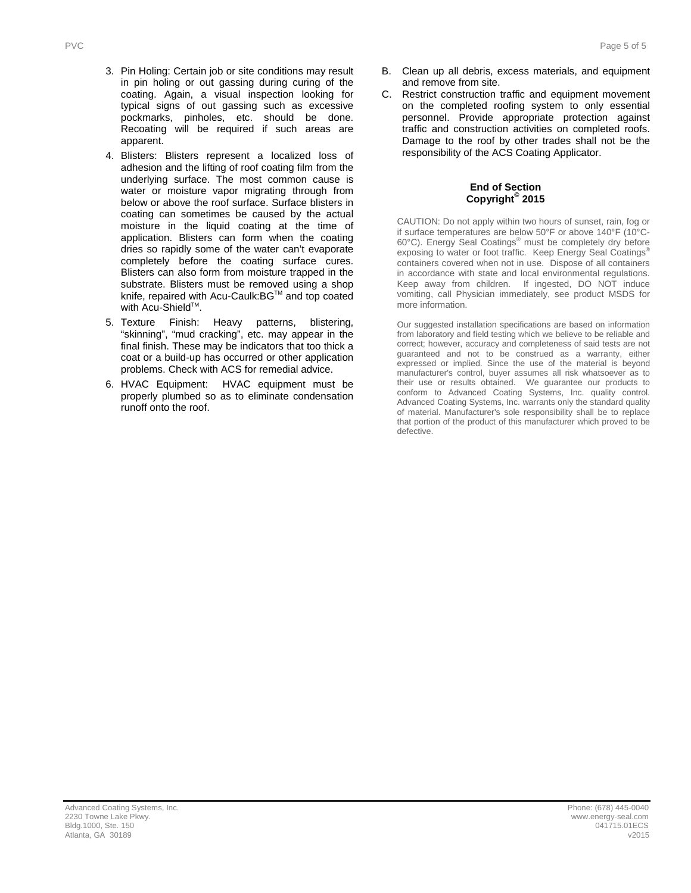3. Pin Holing: Certain job or site conditions may result in pin holing or out gassing during curing of the coating. Again, a visual inspection looking for typical signs of out gassing such as excessive pockmarks, pinholes, etc. should be done. Recoating will be required if such areas are apparent.
4. Blisters: Blisters represent a localized loss of adhesion and the lifting of roof coating film from the underlying surface. The most common cause is water or moisture vapor migrating through from below or above the roof surface. Surface blisters in coating can sometimes be caused by the actual moisture in the liquid coating at the time of application. Blisters can form when the coating dries so rapidly some of the water can't evaporate completely before the coating surface cures. Blisters can also form from moisture trapped in the substrate. Blisters must be removed using a shop knife, repaired with Acu-Caulk:BG™ and top coated with Acu-Shield™.
5. Texture Finish: Heavy patterns, blistering, "skinning", "mud cracking", etc. may appear in the final finish. These may be indicators that too thick a coat or a build-up has occurred or other application problems. Check with ACS for remedial advice.
6. HVAC Equipment: HVAC equipment must be properly plumbed so as to eliminate condensation runoff onto the roof.

B. Clean up all debris, excess materials, and equipment and remove from site.

C. Restrict construction traffic and equipment movement on the completed roofing system to only essential personnel. Provide appropriate protection against traffic and construction activities on completed roofs. Damage to the roof by other trades shall not be the responsibility of the ACS Coating Applicator.

**End of Section**
**Copyright© 2015**

CAUTION: Do not apply within two hours of sunset, rain, fog or if surface temperatures are below 50°F or above 140°F (10°C-60°C). Energy Seal Coatings® must be completely dry before exposing to water or foot traffic. Keep Energy Seal Coatings® containers covered when not in use. Dispose of all containers in accordance with state and local environmental regulations. Keep away from children. If ingested, DO NOT induce vomiting, call Physician immediately, see product MSDS for more information.

Our suggested installation specifications are based on information from laboratory and field testing which we believe to be reliable and correct; however, accuracy and completeness of said tests are not guaranteed and not to be construed as a warranty, either expressed or implied. Since the use of the material is beyond manufacturer's control, buyer assumes all risk whatsoever as to their use or results obtained. We guarantee our products to conform to Advanced Coating Systems, Inc. quality control. Advanced Coating Systems, Inc. warrants only the standard quality of material. Manufacturer's sole responsibility shall be to replace that portion of the product of this manufacturer which proved to be defective.